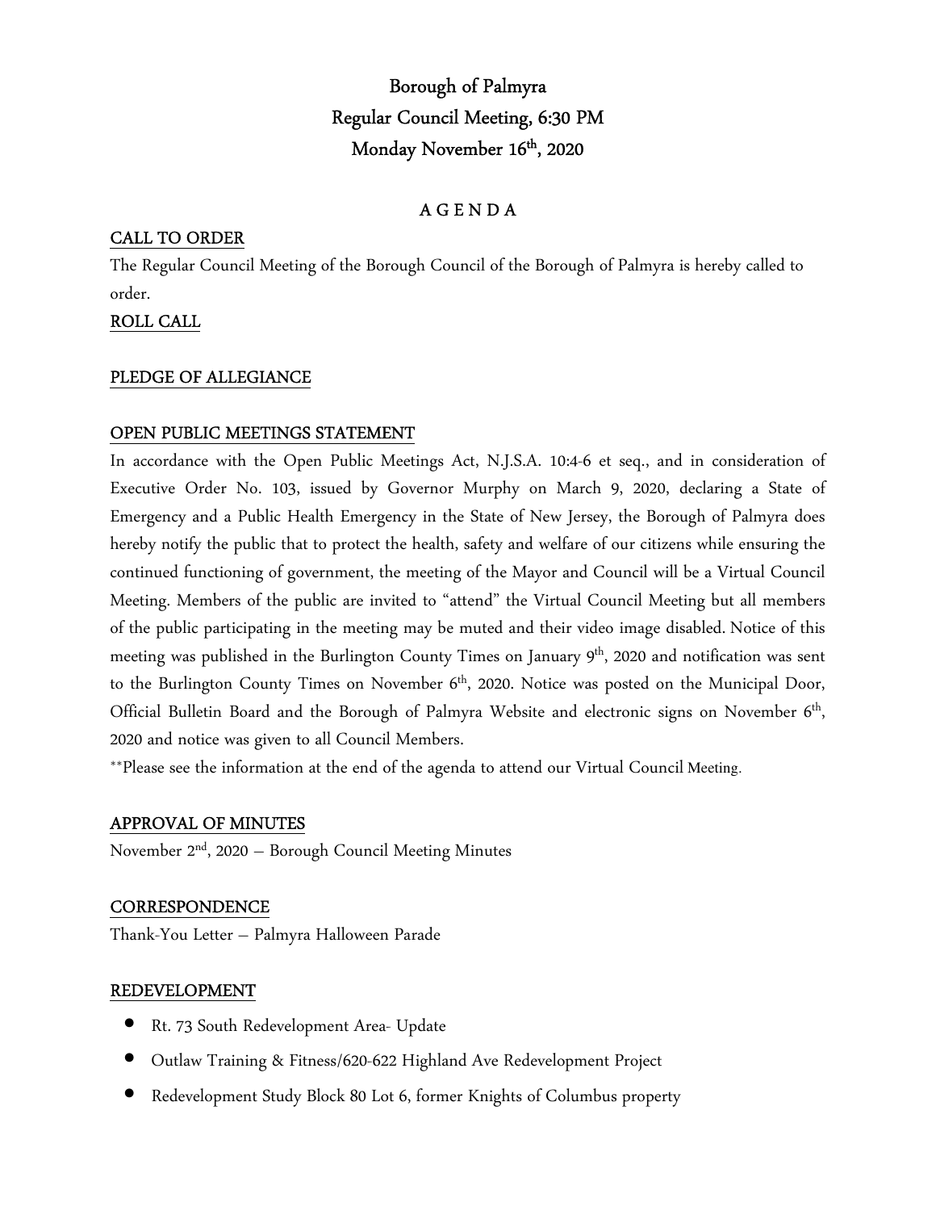# Borough of Palmyra
## Regular Council Meeting, 6:30 PM
## Monday November 16th, 2020

### A G E N D A

**CALL TO ORDER**

The Regular Council Meeting of the Borough Council of the Borough of Palmyra is hereby called to order.

**ROLL CALL**

**PLEDGE OF ALLEGIANCE**

**OPEN PUBLIC MEETINGS STATEMENT**

In accordance with the Open Public Meetings Act, N.J.S.A. 10:4-6 et seq., and in consideration of Executive Order No. 103, issued by Governor Murphy on March 9, 2020, declaring a State of Emergency and a Public Health Emergency in the State of New Jersey, the Borough of Palmyra does hereby notify the public that to protect the health, safety and welfare of our citizens while ensuring the continued functioning of government, the meeting of the Mayor and Council will be a Virtual Council Meeting. Members of the public are invited to "attend" the Virtual Council Meeting but all members of the public participating in the meeting may be muted and their video image disabled. Notice of this meeting was published in the Burlington County Times on January 9th, 2020 and notification was sent to the Burlington County Times on November 6th, 2020. Notice was posted on the Municipal Door, Official Bulletin Board and the Borough of Palmyra Website and electronic signs on November 6th, 2020 and notice was given to all Council Members.

**Please see the information at the end of the agenda to attend our Virtual Council Meeting.

**APPROVAL OF MINUTES**

November 2nd, 2020 – Borough Council Meeting Minutes

**CORRESPONDENCE**

Thank-You Letter – Palmyra Halloween Parade

**REDEVELOPMENT**

- Rt. 73 South Redevelopment Area- Update
- Outlaw Training & Fitness/620-622 Highland Ave Redevelopment Project
- Redevelopment Study Block 80 Lot 6, former Knights of Columbus property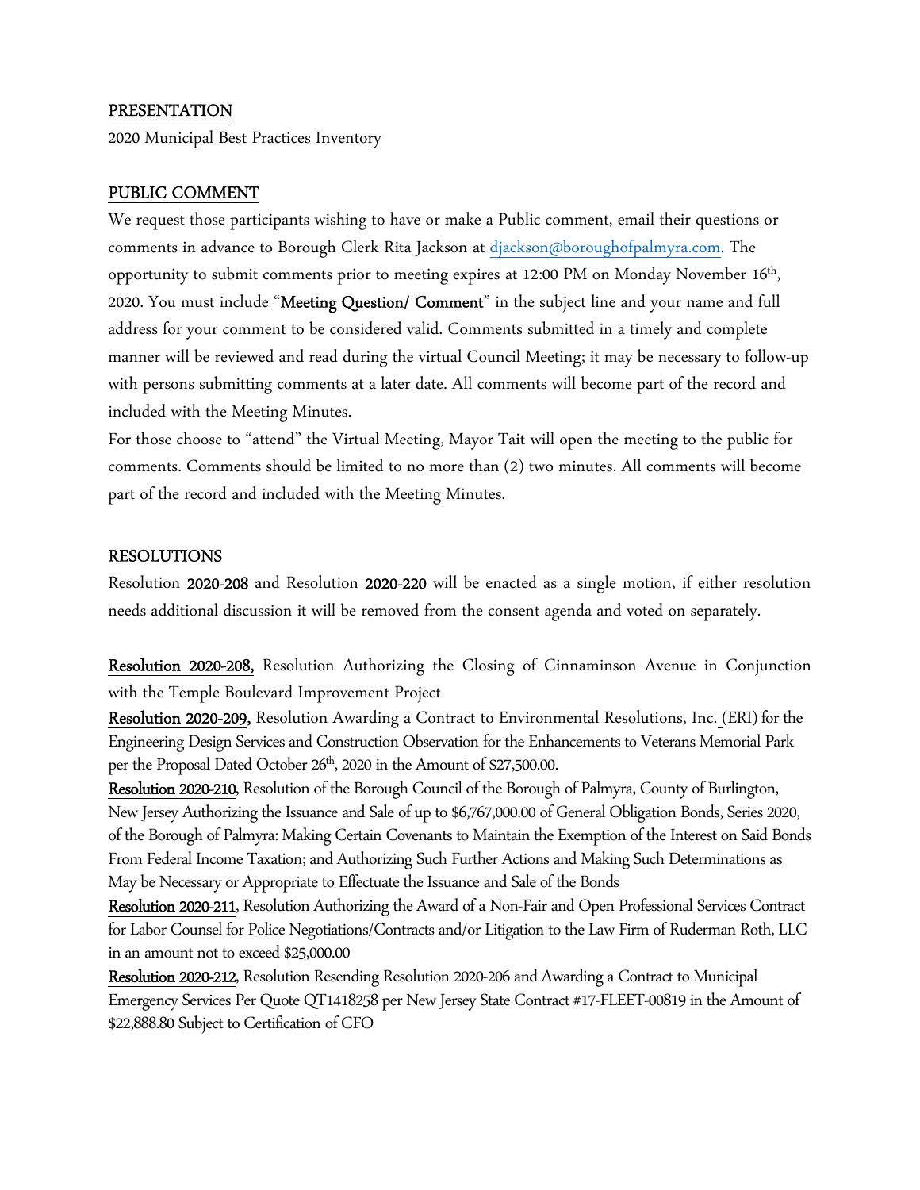## PRESENTATION

2020 Municipal Best Practices Inventory

## PUBLIC COMMENT

We request those participants wishing to have or make a Public comment, email their questions or comments in advance to Borough Clerk Rita Jackson at [djackson@boroughofpalmyra.com](mailto:djackson@boroughofpalmyra.com). The opportunity to submit comments prior to meeting expires at 12:00 PM on Monday November 16th, 2020. You must include "**Meeting Question/ Comment**" in the subject line and your name and full address for your comment to be considered valid. Comments submitted in a timely and complete manner will be reviewed and read during the virtual Council Meeting; it may be necessary to follow-up with persons submitting comments at a later date. All comments will become part of the record and included with the Meeting Minutes.

For those choose to "attend" the Virtual Meeting, Mayor Tait will open the meeting to the public for comments. Comments should be limited to no more than (2) two minutes. All comments will become part of the record and included with the Meeting Minutes.

## RESOLUTIONS

Resolution **2020-208** and Resolution **2020-220** will be enacted as a single motion, if either resolution needs additional discussion it will be removed from the consent agenda and voted on separately.

**Resolution 2020-208,** Resolution Authorizing the Closing of Cinnaminson Avenue in Conjunction with the Temple Boulevard Improvement Project

**Resolution 2020-209,** Resolution Awarding a Contract to Environmental Resolutions, Inc. (ERI) for the Engineering Design Services and Construction Observation for the Enhancements to Veterans Memorial Park per the Proposal Dated October 26th, 2020 in the Amount of $27,500.00.

**Resolution 2020-210**, Resolution of the Borough Council of the Borough of Palmyra, County of Burlington, New Jersey Authorizing the Issuance and Sale of up to $6,767,000.00 of General Obligation Bonds, Series 2020, of the Borough of Palmyra: Making Certain Covenants to Maintain the Exemption of the Interest on Said Bonds From Federal Income Taxation; and Authorizing Such Further Actions and Making Such Determinations as May be Necessary or Appropriate to Effectuate the Issuance and Sale of the Bonds

**Resolution 2020-211**, Resolution Authorizing the Award of a Non-Fair and Open Professional Services Contract for Labor Counsel for Police Negotiations/Contracts and/or Litigation to the Law Firm of Ruderman Roth, LLC in an amount not to exceed $25,000.00

**Resolution 2020-212**, Resolution Resending Resolution 2020-206 and Awarding a Contract to Municipal Emergency Services Per Quote QT1418258 per New Jersey State Contract #17-FLEET-00819 in the Amount of $22,888.80 Subject to Certification of CFO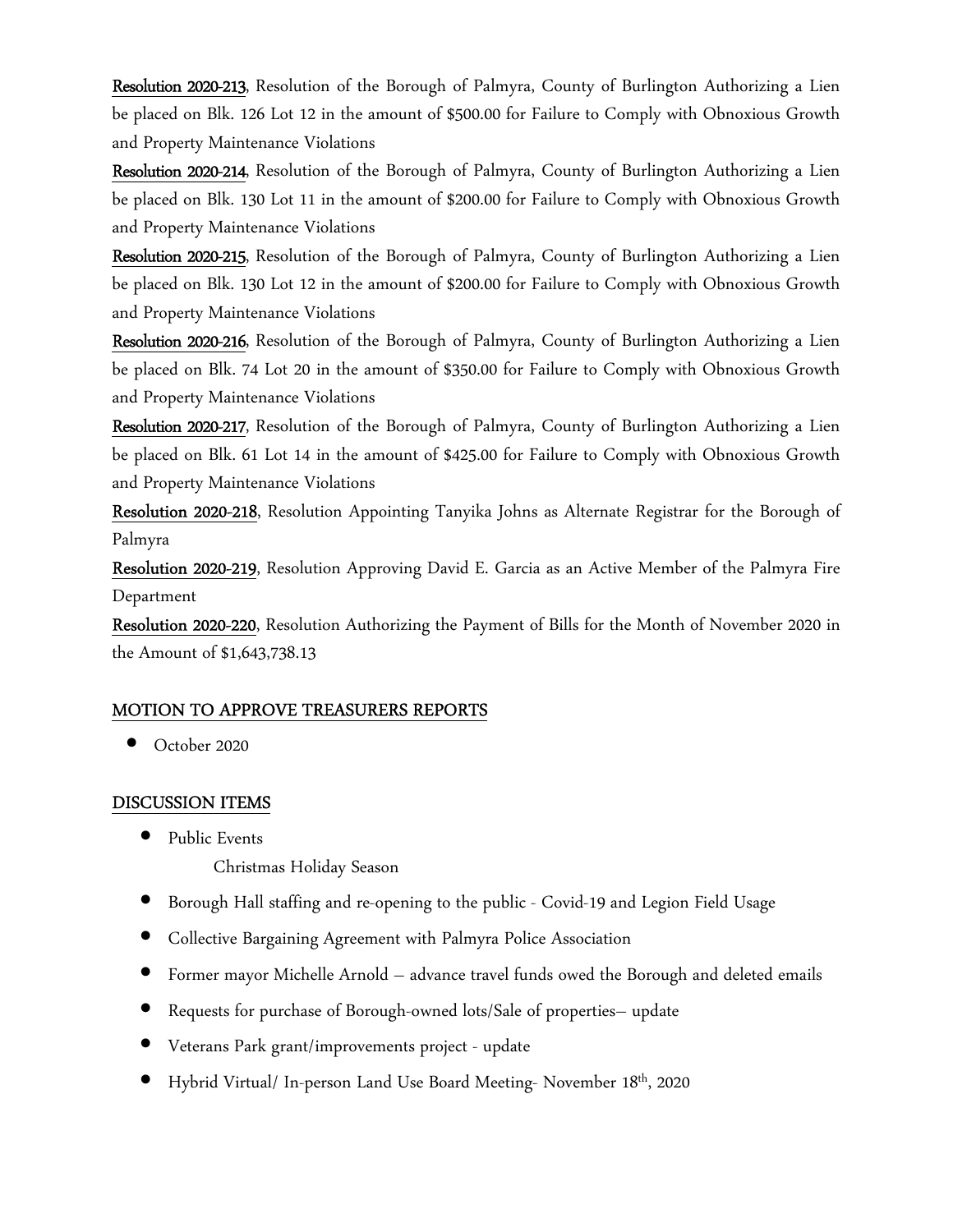**Resolution 2020-213**, Resolution of the Borough of Palmyra, County of Burlington Authorizing a Lien be placed on Blk. 126 Lot 12 in the amount of $500.00 for Failure to Comply with Obnoxious Growth and Property Maintenance Violations

**Resolution 2020-214**, Resolution of the Borough of Palmyra, County of Burlington Authorizing a Lien be placed on Blk. 130 Lot 11 in the amount of $200.00 for Failure to Comply with Obnoxious Growth and Property Maintenance Violations

**Resolution 2020-215**, Resolution of the Borough of Palmyra, County of Burlington Authorizing a Lien be placed on Blk. 130 Lot 12 in the amount of $200.00 for Failure to Comply with Obnoxious Growth and Property Maintenance Violations

**Resolution 2020-216**, Resolution of the Borough of Palmyra, County of Burlington Authorizing a Lien be placed on Blk. 74 Lot 20 in the amount of $350.00 for Failure to Comply with Obnoxious Growth and Property Maintenance Violations

**Resolution 2020-217**, Resolution of the Borough of Palmyra, County of Burlington Authorizing a Lien be placed on Blk. 61 Lot 14 in the amount of $425.00 for Failure to Comply with Obnoxious Growth and Property Maintenance Violations

**Resolution 2020-218**, Resolution Appointing Tanyika Johns as Alternate Registrar for the Borough of Palmyra

**Resolution 2020-219**, Resolution Approving David E. Garcia as an Active Member of the Palmyra Fire Department

**Resolution 2020-220**, Resolution Authorizing the Payment of Bills for the Month of November 2020 in the Amount of $1,643,738.13

## MOTION TO APPROVE TREASURERS REPORTS

- October 2020

## DISCUSSION ITEMS

- Public Events
  - Christmas Holiday Season
- Borough Hall staffing and re-opening to the public - Covid-19 and Legion Field Usage
- Collective Bargaining Agreement with Palmyra Police Association
- Former mayor Michelle Arnold – advance travel funds owed the Borough and deleted emails
- Requests for purchase of Borough-owned lots/Sale of properties– update
- Veterans Park grant/improvements project - update
- Hybrid Virtual/ In-person Land Use Board Meeting- November 18th, 2020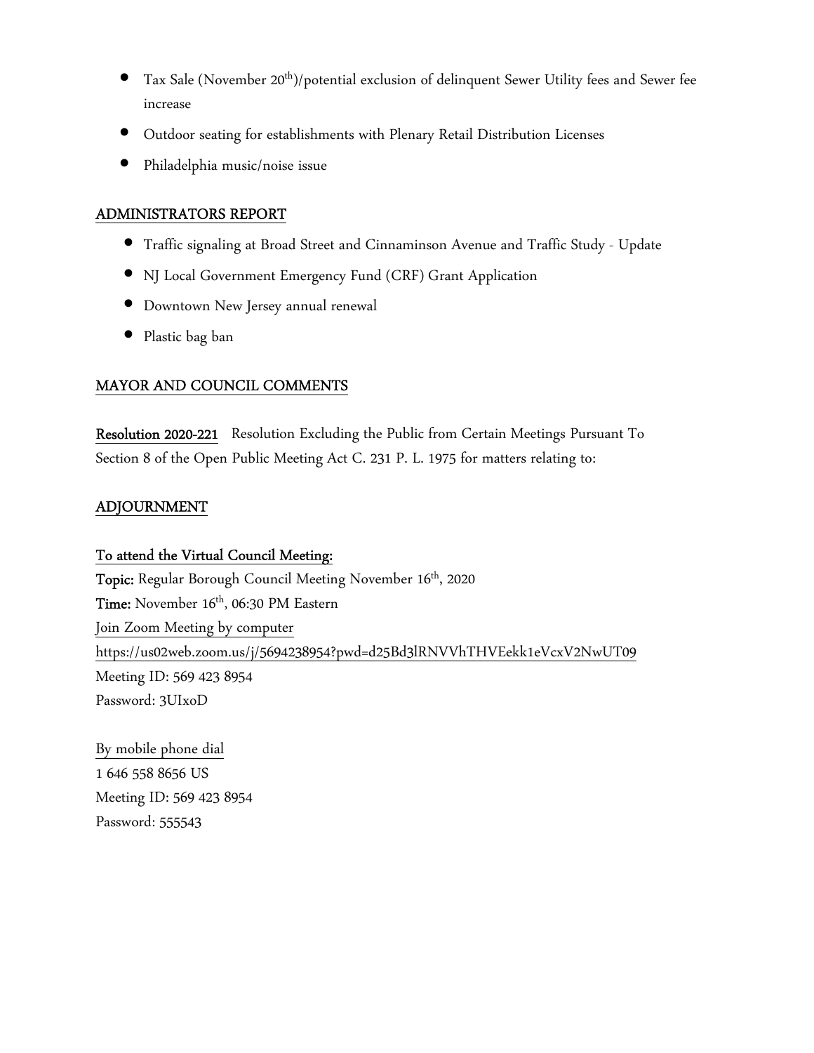- Tax Sale (November 20th)/potential exclusion of delinquent Sewer Utility fees and Sewer fee increase
- Outdoor seating for establishments with Plenary Retail Distribution Licenses
- Philadelphia music/noise issue

## ADMINISTRATORS REPORT

- Traffic signaling at Broad Street and Cinnaminson Avenue and Traffic Study - Update
- NJ Local Government Emergency Fund (CRF) Grant Application
- Downtown New Jersey annual renewal
- Plastic bag ban

## MAYOR AND COUNCIL COMMENTS

**Resolution 2020-221** Resolution Excluding the Public from Certain Meetings Pursuant To Section 8 of the Open Public Meeting Act C. 231 P. L. 1975 for matters relating to:

## ADJOURNMENT

**To attend the Virtual Council Meeting:**

**Topic:** Regular Borough Council Meeting November 16th, 2020
**Time:** November 16th, 06:30 PM Eastern
Join Zoom Meeting by computer
https://us02web.zoom.us/j/5694238954?pwd=d25Bd3lRNVVhTHVEekk1eVcxV2NwUT09
Meeting ID: 569 423 8954
Password: 3UIxoD

By mobile phone dial
1 646 558 8656 US
Meeting ID: 569 423 8954
Password: 555543